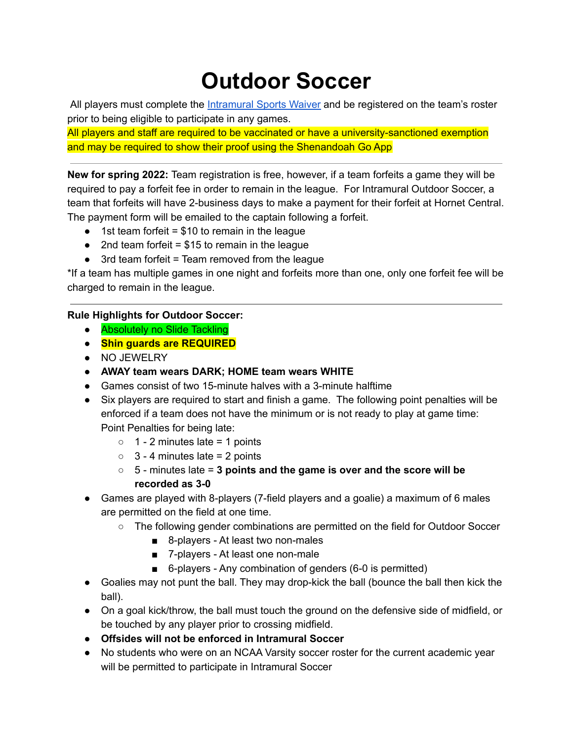# Outdoor Soccer

All players must complete the Intramural Sports Waiver and be registered on the team's roster prior to being eligible to participate in any games.

All players and staff are required to be vaccinated or have a university-sanctioned exemption and may be required to show their proof using the Shenandoah Go App

---

**New for spring 2022:** Team registration is free, however, if a team forfeits a game they will be required to pay a forfeit fee in order to remain in the league. For Intramural Outdoor Soccer, a team that forfeits will have 2-business days to make a payment for their forfeit at Hornet Central. The payment form will be emailed to the captain following a forfeit.

- 1st team forfeit = $10 to remain in the league
- 2nd team forfeit = $15 to remain in the league
- 3rd team forfeit = Team removed from the league

*If a team has multiple games in one night and forfeits more than one, only one forfeit fee will be charged to remain in the league.

---

**Rule Highlights for Outdoor Soccer:**

- Absolutely no Slide Tackling
- **Shin guards are REQUIRED**
- NO JEWELRY
- **AWAY team wears DARK; HOME team wears WHITE**
- Games consist of two 15-minute halves with a 3-minute halftime
- Six players are required to start and finish a game. The following point penalties will be enforced if a team does not have the minimum or is not ready to play at game time:
  Point Penalties for being late:
  - 1 - 2 minutes late = 1 points
  - 3 - 4 minutes late = 2 points
  - 5 - minutes late = **3 points and the game is over and the score will be recorded as 3-0**
- Games are played with 8-players (7-field players and a goalie) a maximum of 6 males are permitted on the field at one time.
  - The following gender combinations are permitted on the field for Outdoor Soccer
    - 8-players - At least two non-males
    - 7-players - At least one non-male
    - 6-players - Any combination of genders (6-0 is permitted)
- Goalies may not punt the ball. They may drop-kick the ball (bounce the ball then kick the ball).
- On a goal kick/throw, the ball must touch the ground on the defensive side of midfield, or be touched by any player prior to crossing midfield.
- **Offsides will not be enforced in Intramural Soccer**
- No students who were on an NCAA Varsity soccer roster for the current academic year will be permitted to participate in Intramural Soccer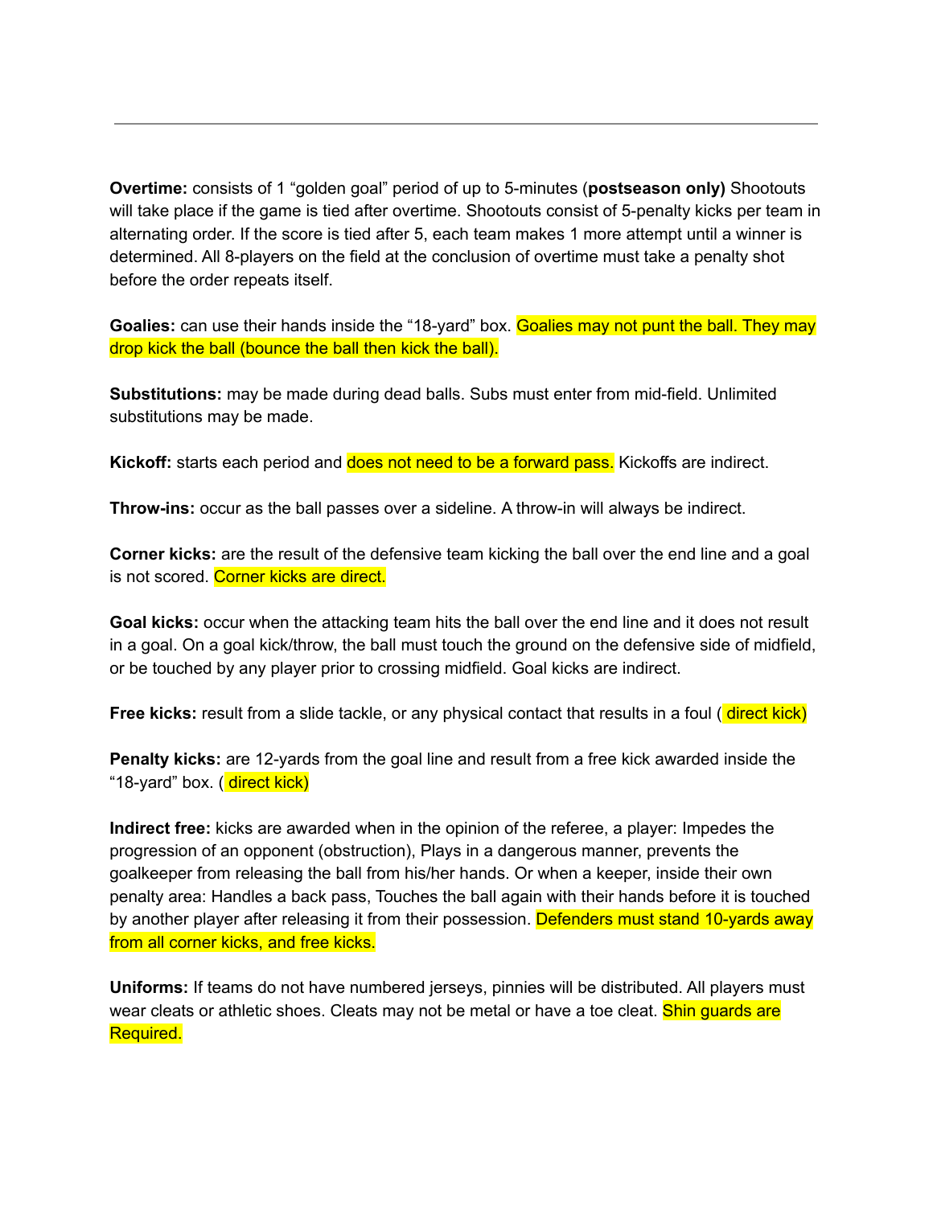**Overtime:** consists of 1 "golden goal" period of up to 5-minutes (**postseason only)** Shootouts will take place if the game is tied after overtime. Shootouts consist of 5-penalty kicks per team in alternating order. If the score is tied after 5, each team makes 1 more attempt until a winner is determined. All 8-players on the field at the conclusion of overtime must take a penalty shot before the order repeats itself.

**Goalies:** can use their hands inside the "18-yard" box. Goalies may not punt the ball. They may drop kick the ball (bounce the ball then kick the ball).

**Substitutions:** may be made during dead balls. Subs must enter from mid-field. Unlimited substitutions may be made.

**Kickoff:** starts each period and does not need to be a forward pass. Kickoffs are indirect.

**Throw-ins:** occur as the ball passes over a sideline. A throw-in will always be indirect.

**Corner kicks:** are the result of the defensive team kicking the ball over the end line and a goal is not scored. Corner kicks are direct.

**Goal kicks:** occur when the attacking team hits the ball over the end line and it does not result in a goal. On a goal kick/throw, the ball must touch the ground on the defensive side of midfield, or be touched by any player prior to crossing midfield. Goal kicks are indirect.

**Free kicks:** result from a slide tackle, or any physical contact that results in a foul ( direct kick)

**Penalty kicks:** are 12-yards from the goal line and result from a free kick awarded inside the "18-yard" box. ( direct kick)

**Indirect free:** kicks are awarded when in the opinion of the referee, a player: Impedes the progression of an opponent (obstruction), Plays in a dangerous manner, prevents the goalkeeper from releasing the ball from his/her hands. Or when a keeper, inside their own penalty area: Handles a back pass, Touches the ball again with their hands before it is touched by another player after releasing it from their possession. Defenders must stand 10-yards away from all corner kicks, and free kicks.

**Uniforms:** If teams do not have numbered jerseys, pinnies will be distributed. All players must wear cleats or athletic shoes. Cleats may not be metal or have a toe cleat. Shin guards are Required.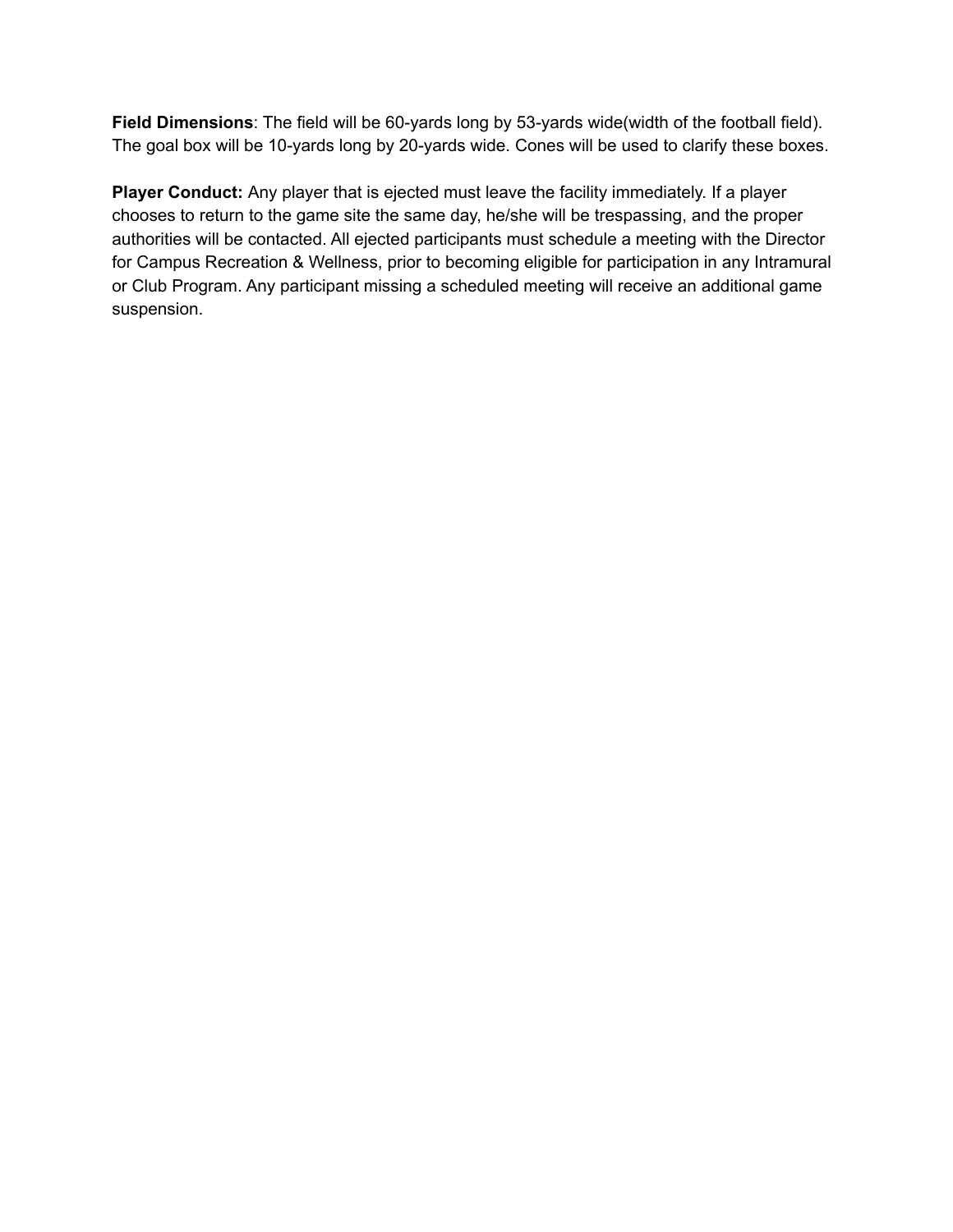**Field Dimensions**: The field will be 60-yards long by 53-yards wide(width of the football field). The goal box will be 10-yards long by 20-yards wide. Cones will be used to clarify these boxes.

**Player Conduct:** Any player that is ejected must leave the facility immediately. If a player chooses to return to the game site the same day, he/she will be trespassing, and the proper authorities will be contacted. All ejected participants must schedule a meeting with the Director for Campus Recreation & Wellness, prior to becoming eligible for participation in any Intramural or Club Program. Any participant missing a scheduled meeting will receive an additional game suspension.